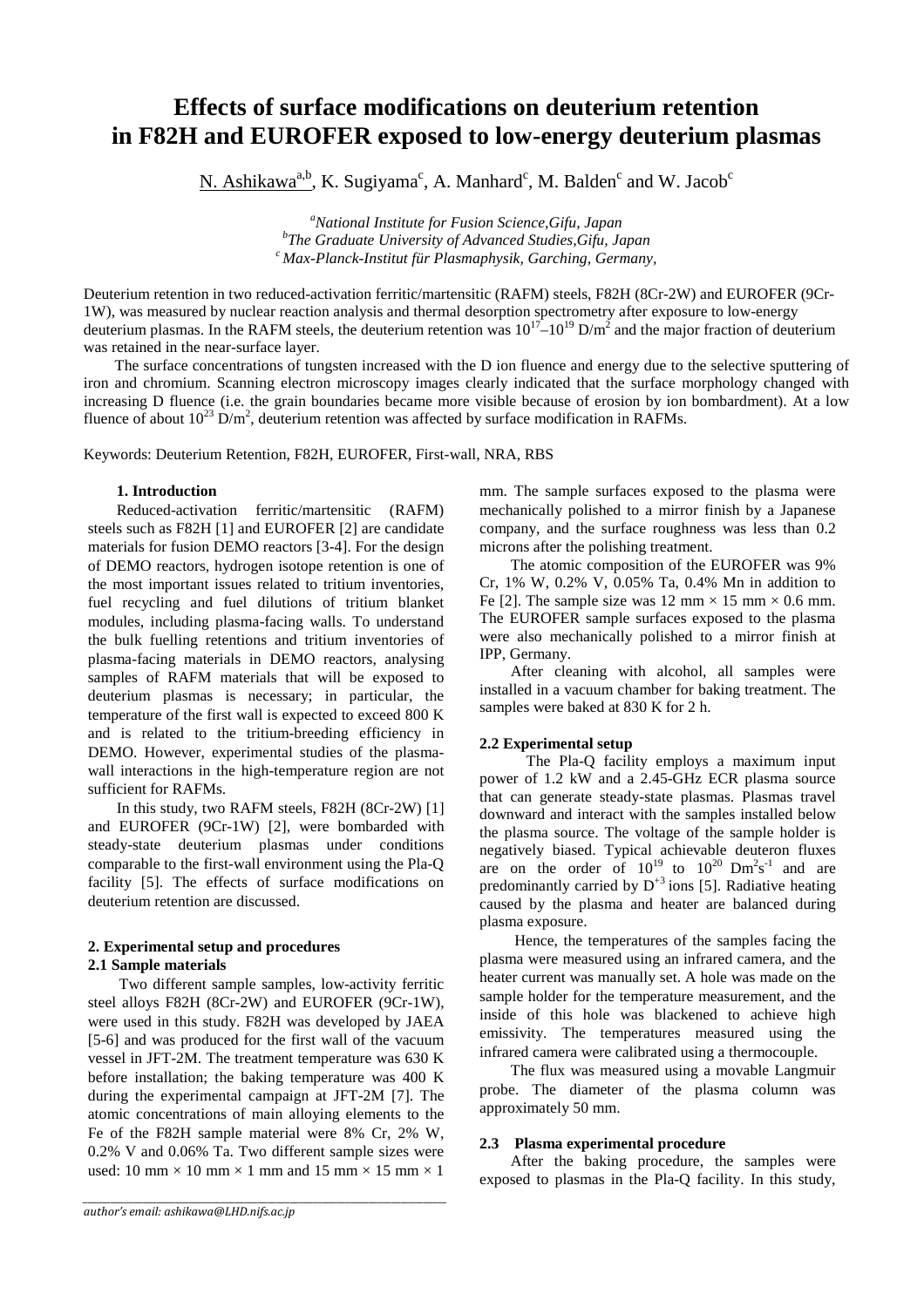# Effects of surface modifications on deuterium retention in F82H and EUROFER exposed to low-energy deuterium plasmas

N. Ashikawa[a,b], K. Sugiyama[c], A. Manhard[c], M. Balden[c] and W. Jacob[c]

*[a]National Institute for Fusion Science, Gifu, Japan*
*[b]The Graduate University of Advanced Studies, Gifu, Japan*
*[c]Max-Planck-Institut für Plasmaphysik, Garching, Germany,*

Deuterium retention in two reduced-activation ferritic/martensitic (RAFM) steels, F82H (8Cr-2W) and EUROFER (9Cr-1W), was measured by nuclear reaction analysis and thermal desorption spectrometry after exposure to low-energy deuterium plasmas. In the RAFM steels, the deuterium retention was $10^{17}$–$10^{19}$ D/m$^2$ and the major fraction of deuterium was retained in the near-surface layer.

The surface concentrations of tungsten increased with the D ion fluence and energy due to the selective sputtering of iron and chromium. Scanning electron microscopy images clearly indicated that the surface morphology changed with increasing D fluence (i.e. the grain boundaries became more visible because of erosion by ion bombardment). At a low fluence of about $10^{23}$ D/m$^2$, deuterium retention was affected by surface modification in RAFMs.

Keywords: Deuterium Retention, F82H, EUROFER, First-wall, NRA, RBS

### 1. Introduction

Reduced-activation ferritic/martensitic (RAFM) steels such as F82H [1] and EUROFER [2] are candidate materials for fusion DEMO reactors [3-4]. For the design of DEMO reactors, hydrogen isotope retention is one of the most important issues related to tritium inventories, fuel recycling and fuel dilutions of tritium blanket modules, including plasma-facing walls. To understand the bulk fuelling retentions and tritium inventories of plasma-facing materials in DEMO reactors, analysing samples of RAFM materials that will be exposed to deuterium plasmas is necessary; in particular, the temperature of the first wall is expected to exceed 800 K and is related to the tritium-breeding efficiency in DEMO. However, experimental studies of the plasma-wall interactions in the high-temperature region are not sufficient for RAFMs.

In this study, two RAFM steels, F82H (8Cr-2W) [1] and EUROFER (9Cr-1W) [2], were bombarded with steady-state deuterium plasmas under conditions comparable to the first-wall environment using the Pla-Q facility [5]. The effects of surface modifications on deuterium retention are discussed.

### 2. Experimental setup and procedures

#### 2.1 Sample materials

Two different sample samples, low-activity ferritic steel alloys F82H (8Cr-2W) and EUROFER (9Cr-1W), were used in this study. F82H was developed by JAEA [5-6] and was produced for the first wall of the vacuum vessel in JFT-2M. The treatment temperature was 630 K before installation; the baking temperature was 400 K during the experimental campaign at JFT-2M [7]. The atomic concentrations of main alloying elements to the Fe of the F82H sample material were 8% Cr, 2% W, 0.2% V and 0.06% Ta. Two different sample sizes were used: 10 mm × 10 mm × 1 mm and 15 mm × 15 mm × 1 mm. The sample surfaces exposed to the plasma were mechanically polished to a mirror finish by a Japanese company, and the surface roughness was less than 0.2 microns after the polishing treatment.

The atomic composition of the EUROFER was 9% Cr, 1% W, 0.2% V, 0.05% Ta, 0.4% Mn in addition to Fe [2]. The sample size was 12 mm × 15 mm × 0.6 mm. The EUROFER sample surfaces exposed to the plasma were also mechanically polished to a mirror finish at IPP, Germany.

After cleaning with alcohol, all samples were installed in a vacuum chamber for baking treatment. The samples were baked at 830 K for 2 h.

#### 2.2 Experimental setup

The Pla-Q facility employs a maximum input power of 1.2 kW and a 2.45-GHz ECR plasma source that can generate steady-state plasmas. Plasmas travel downward and interact with the samples installed below the plasma source. The voltage of the sample holder is negatively biased. Typical achievable deuteron fluxes are on the order of $10^{19}$ to $10^{20}$ Dm$^2$s$^{-1}$ and are predominantly carried by $D^{+3}$ ions [5]. Radiative heating caused by the plasma and heater are balanced during plasma exposure.

Hence, the temperatures of the samples facing the plasma were measured using an infrared camera, and the heater current was manually set. A hole was made on the sample holder for the temperature measurement, and the inside of this hole was blackened to achieve high emissivity. The temperatures measured using the infrared camera were calibrated using a thermocouple.

The flux was measured using a movable Langmuir probe. The diameter of the plasma column was approximately 50 mm.

#### 2.3 Plasma experimental procedure

After the baking procedure, the samples were exposed to plasmas in the Pla-Q facility. In this study,

*author's email: ashikawa@LHD.nifs.ac.jp*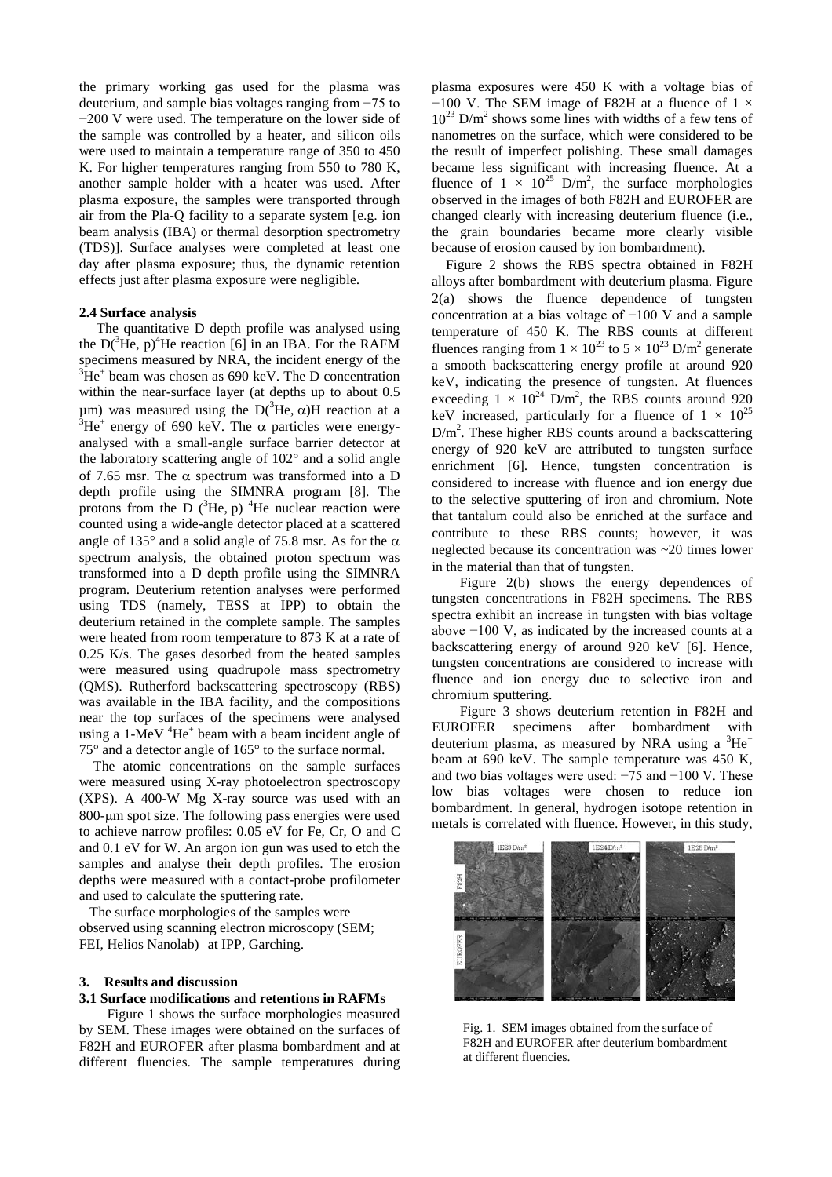the primary working gas used for the plasma was deuterium, and sample bias voltages ranging from −75 to −200 V were used. The temperature on the lower side of the sample was controlled by a heater, and silicon oils were used to maintain a temperature range of 350 to 450 K. For higher temperatures ranging from 550 to 780 K, another sample holder with a heater was used. After plasma exposure, the samples were transported through air from the Pla-Q facility to a separate system [e.g. ion beam analysis (IBA) or thermal desorption spectrometry (TDS)]. Surface analyses were completed at least one day after plasma exposure; thus, the dynamic retention effects just after plasma exposure were negligible.

### 2.4 Surface analysis

The quantitative D depth profile was analysed using the D($^3$He, p)$^4$He reaction [6] in an IBA. For the RAFM specimens measured by NRA, the incident energy of the $^3He^+$ beam was chosen as 690 keV. The D concentration within the near-surface layer (at depths up to about 0.5 μm) was measured using the D($^3$He, α)H reaction at a $^3He^+$ energy of 690 keV. The α particles were energy-analysed with a small-angle surface barrier detector at the laboratory scattering angle of 102° and a solid angle of 7.65 msr. The α spectrum was transformed into a D depth profile using the SIMNRA program [8]. The protons from the D ($^3$He, p) $^4$He nuclear reaction were counted using a wide-angle detector placed at a scattered angle of 135° and a solid angle of 75.8 msr. As for the α spectrum analysis, the obtained proton spectrum was transformed into a D depth profile using the SIMNRA program. Deuterium retention analyses were performed using TDS (namely, TESS at IPP) to obtain the deuterium retained in the complete sample. The samples were heated from room temperature to 873 K at a rate of 0.25 K/s. The gases desorbed from the heated samples were measured using quadrupole mass spectrometry (QMS). Rutherford backscattering spectroscopy (RBS) was available in the IBA facility, and the compositions near the top surfaces of the specimens were analysed using a 1-MeV $^4He^+$ beam with a beam incident angle of 75° and a detector angle of 165° to the surface normal.

The atomic concentrations on the sample surfaces were measured using X-ray photoelectron spectroscopy (XPS). A 400-W Mg X-ray source was used with an 800-μm spot size. The following pass energies were used to achieve narrow profiles: 0.05 eV for Fe, Cr, O and C and 0.1 eV for W. An argon ion gun was used to etch the samples and analyse their depth profiles. The erosion depths were measured with a contact-probe profilometer and used to calculate the sputtering rate.

The surface morphologies of the samples were observed using scanning electron microscopy (SEM; FEI, Helios Nanolab) at IPP, Garching.

## 3. Results and discussion

### 3.1 Surface modifications and retentions in RAFMs

Figure 1 shows the surface morphologies measured by SEM. These images were obtained on the surfaces of F82H and EUROFER after plasma bombardment and at different fluencies. The sample temperatures during plasma exposures were 450 K with a voltage bias of −100 V. The SEM image of F82H at a fluence of 1 × $10^{23}$ D/m$^2$ shows some lines with widths of a few tens of nanometres on the surface, which were considered to be the result of imperfect polishing. These small damages became less significant with increasing fluence. At a fluence of 1 × $10^{25}$ D/m$^2$, the surface morphologies observed in the images of both F82H and EUROFER are changed clearly with increasing deuterium fluence (i.e., the grain boundaries became more clearly visible because of erosion caused by ion bombardment).

Figure 2 shows the RBS spectra obtained in F82H alloys after bombardment with deuterium plasma. Figure 2(a) shows the fluence dependence of tungsten concentration at a bias voltage of −100 V and a sample temperature of 450 K. The RBS counts at different fluences ranging from 1 × $10^{23}$ to 5 × $10^{23}$ D/m$^2$ generate a smooth backscattering energy profile at around 920 keV, indicating the presence of tungsten. At fluences exceeding 1 × $10^{24}$ D/m$^2$, the RBS counts around 920 keV increased, particularly for a fluence of 1 × $10^{25}$ D/m$^2$. These higher RBS counts around a backscattering energy of 920 keV are attributed to tungsten surface enrichment [6]. Hence, tungsten concentration is considered to increase with fluence and ion energy due to the selective sputtering of iron and chromium. Note that tantalum could also be enriched at the surface and contribute to these RBS counts; however, it was neglected because its concentration was ~20 times lower in the material than that of tungsten.

Figure 2(b) shows the energy dependences of tungsten concentrations in F82H specimens. The RBS spectra exhibit an increase in tungsten with bias voltage above −100 V, as indicated by the increased counts at a backscattering energy of around 920 keV [6]. Hence, tungsten concentrations are considered to increase with fluence and ion energy due to selective iron and chromium sputtering.

Figure 3 shows deuterium retention in F82H and EUROFER specimens after bombardment with deuterium plasma, as measured by NRA using a $^3He^+$ beam at 690 keV. The sample temperature was 450 K, and two bias voltages were used: −75 and −100 V. These low bias voltages were chosen to reduce ion bombardment. In general, hydrogen isotope retention in metals is correlated with fluence. However, in this study,

Fig. 1. SEM images obtained from the surface of F82H and EUROFER after deuterium bombardment at different fluencies.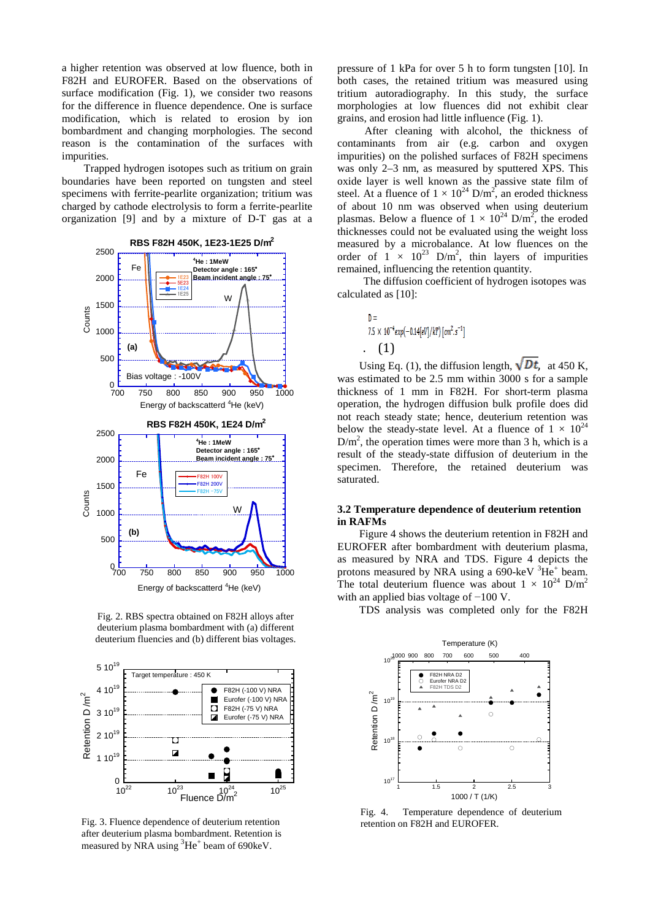a higher retention was observed at low fluence, both in F82H and EUROFER. Based on the observations of surface modification (Fig. 1), we consider two reasons for the difference in fluence dependence. One is surface modification, which is related to erosion by ion bombardment and changing morphologies. The second reason is the contamination of the surfaces with impurities.

Trapped hydrogen isotopes such as tritium on grain boundaries have been reported on tungsten and steel specimens with ferrite-pearlite organization; tritium was charged by cathode electrolysis to form a ferrite-pearlite organization [9] and by a mixture of D-T gas at a pressure of 1 kPa for over 5 h to form tungsten [10]. In both cases, the retained tritium was measured using tritium autoradiography. In this study, the surface morphologies at low fluences did not exhibit clear grains, and erosion had little influence (Fig. 1).

After cleaning with alcohol, the thickness of contaminants from air (e.g. carbon and oxygen impurities) on the polished surfaces of F82H specimens was only 2–3 nm, as measured by sputtered XPS. This oxide layer is well known as the passive state film of steel. At a fluence of $1 \times 10^{24}$ D/m$^2$, an eroded thickness of about 10 nm was observed when using deuterium plasmas. Below a fluence of $1 \times 10^{24}$ D/m$^2$, the eroded thicknesses could not be evaluated using the weight loss measured by a microbalance. At low fluences on the order of $1 \times 10^{23}$ D/m$^2$, thin layers of impurities remained, influencing the retention quantity.

The diffusion coefficient of hydrogen isotopes was calculated as [10]:

$$D = 7.5 \times 10^{-4} \exp(-0.14[eV]/kT) \, [cm^2 . s^{-1}] \quad (1)$$

Using Eq. (1), the diffusion length, $\sqrt{Dt}$, at 450 K, was estimated to be 2.5 mm within 3000 s for a sample thickness of 1 mm in F82H. For short-term plasma operation, the hydrogen diffusion bulk profile does did not reach steady state; hence, deuterium retention was below the steady-state level. At a fluence of $1 \times 10^{24}$ D/m$^2$, the operation times were more than 3 h, which is a result of the steady-state diffusion of deuterium in the specimen. Therefore, the retained deuterium was saturated.

Fig. 2. RBS spectra obtained on F82H alloys after deuterium plasma bombardment with (a) different deuterium fluencies and (b) different bias voltages.

Fig. 3. Fluence dependence of deuterium retention after deuterium plasma bombardment. Retention is measured by NRA using $^3$He$^+$ beam of 690keV.

### 3.2 Temperature dependence of deuterium retention in RAFMs

Figure 4 shows the deuterium retention in F82H and EUROFER after bombardment with deuterium plasma, as measured by NRA and TDS. Figure 4 depicts the protons measured by NRA using a 690-keV $^3$He$^+$ beam. The total deuterium fluence was about $1 \times 10^{24}$ D/m$^2$ with an applied bias voltage of −100 V.

TDS analysis was completed only for the F82H

Fig. 4. Temperature dependence of deuterium retention on F82H and EUROFER.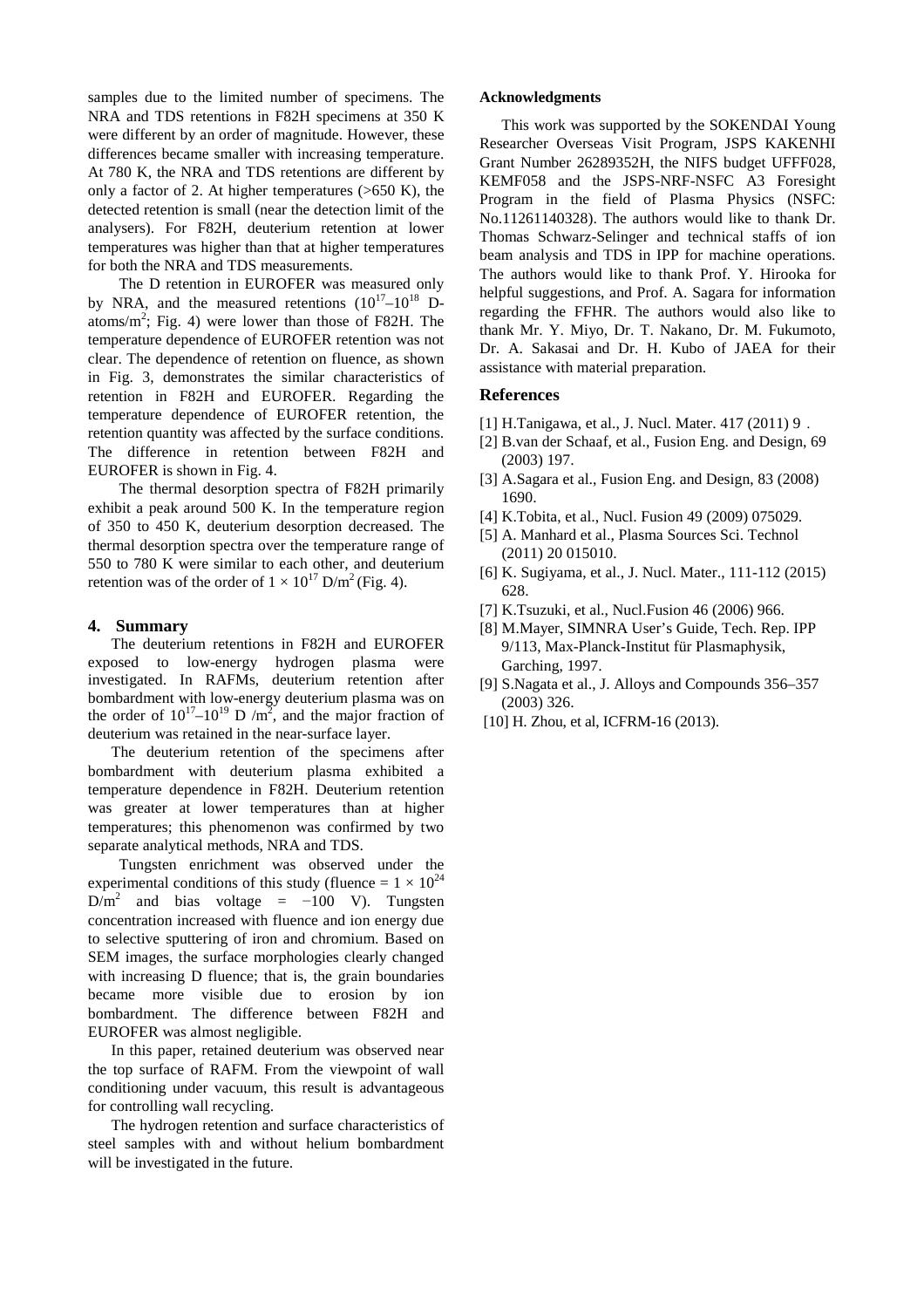samples due to the limited number of specimens. The NRA and TDS retentions in F82H specimens at 350 K were different by an order of magnitude. However, these differences became smaller with increasing temperature. At 780 K, the NRA and TDS retentions are different by only a factor of 2. At higher temperatures (>650 K), the detected retention is small (near the detection limit of the analysers). For F82H, deuterium retention at lower temperatures was higher than that at higher temperatures for both the NRA and TDS measurements.

The D retention in EUROFER was measured only by NRA, and the measured retentions ($10^{17}$–$10^{18}$ D-atoms/m$^2$; Fig. 4) were lower than those of F82H. The temperature dependence of EUROFER retention was not clear. The dependence of retention on fluence, as shown in Fig. 3, demonstrates the similar characteristics of retention in F82H and EUROFER. Regarding the temperature dependence of EUROFER retention, the retention quantity was affected by the surface conditions. The difference in retention between F82H and EUROFER is shown in Fig. 4.

The thermal desorption spectra of F82H primarily exhibit a peak around 500 K. In the temperature region of 350 to 450 K, deuterium desorption decreased. The thermal desorption spectra over the temperature range of 550 to 780 K were similar to each other, and deuterium retention was of the order of $1 \times 10^{17}$ D/m$^2$ (Fig. 4).

## 4. Summary

The deuterium retentions in F82H and EUROFER exposed to low-energy hydrogen plasma were investigated. In RAFMs, deuterium retention after bombardment with low-energy deuterium plasma was on the order of $10^{17}$–$10^{19}$ D /m$^2$, and the major fraction of deuterium was retained in the near-surface layer.

The deuterium retention of the specimens after bombardment with deuterium plasma exhibited a temperature dependence in F82H. Deuterium retention was greater at lower temperatures than at higher temperatures; this phenomenon was confirmed by two separate analytical methods, NRA and TDS.

Tungsten enrichment was observed under the experimental conditions of this study (fluence = $1 \times 10^{24}$ D/m$^2$ and bias voltage = −100 V). Tungsten concentration increased with fluence and ion energy due to selective sputtering of iron and chromium. Based on SEM images, the surface morphologies clearly changed with increasing D fluence; that is, the grain boundaries became more visible due to erosion by ion bombardment. The difference between F82H and EUROFER was almost negligible.

In this paper, retained deuterium was observed near the top surface of RAFM. From the viewpoint of wall conditioning under vacuum, this result is advantageous for controlling wall recycling.

The hydrogen retention and surface characteristics of steel samples with and without helium bombardment will be investigated in the future.

### Acknowledgments

This work was supported by the SOKENDAI Young Researcher Overseas Visit Program, JSPS KAKENHI Grant Number 26289352H, the NIFS budget UFFF028, KEMF058 and the JSPS-NRF-NSFC A3 Foresight Program in the field of Plasma Physics (NSFC: No.11261140328). The authors would like to thank Dr. Thomas Schwarz-Selinger and technical staffs of ion beam analysis and TDS in IPP for machine operations. The authors would like to thank Prof. Y. Hirooka for helpful suggestions, and Prof. A. Sagara for information regarding the FFHR. The authors would also like to thank Mr. Y. Miyo, Dr. T. Nakano, Dr. M. Fukumoto, Dr. A. Sakasai and Dr. H. Kubo of JAEA for their assistance with material preparation.

## References

[1] H.Tanigawa, et al., J. Nucl. Mater. 417 (2011) 9．

[2] B.van der Schaaf, et al., Fusion Eng. and Design, 69 (2003) 197.

[3] A.Sagara et al., Fusion Eng. and Design, 83 (2008) 1690.

[4] K.Tobita, et al., Nucl. Fusion 49 (2009) 075029.

[5] A. Manhard et al., Plasma Sources Sci. Technol (2011) 20 015010.

[6] K. Sugiyama, et al., J. Nucl. Mater., 111-112 (2015) 628.

[7] K.Tsuzuki, et al., Nucl.Fusion 46 (2006) 966.

[8] M.Mayer, SIMNRA User's Guide, Tech. Rep. IPP 9/113, Max-Planck-Institut für Plasmaphysik, Garching, 1997.

[9] S.Nagata et al., J. Alloys and Compounds 356–357 (2003) 326.

[10] H. Zhou, et al, ICFRM-16 (2013).